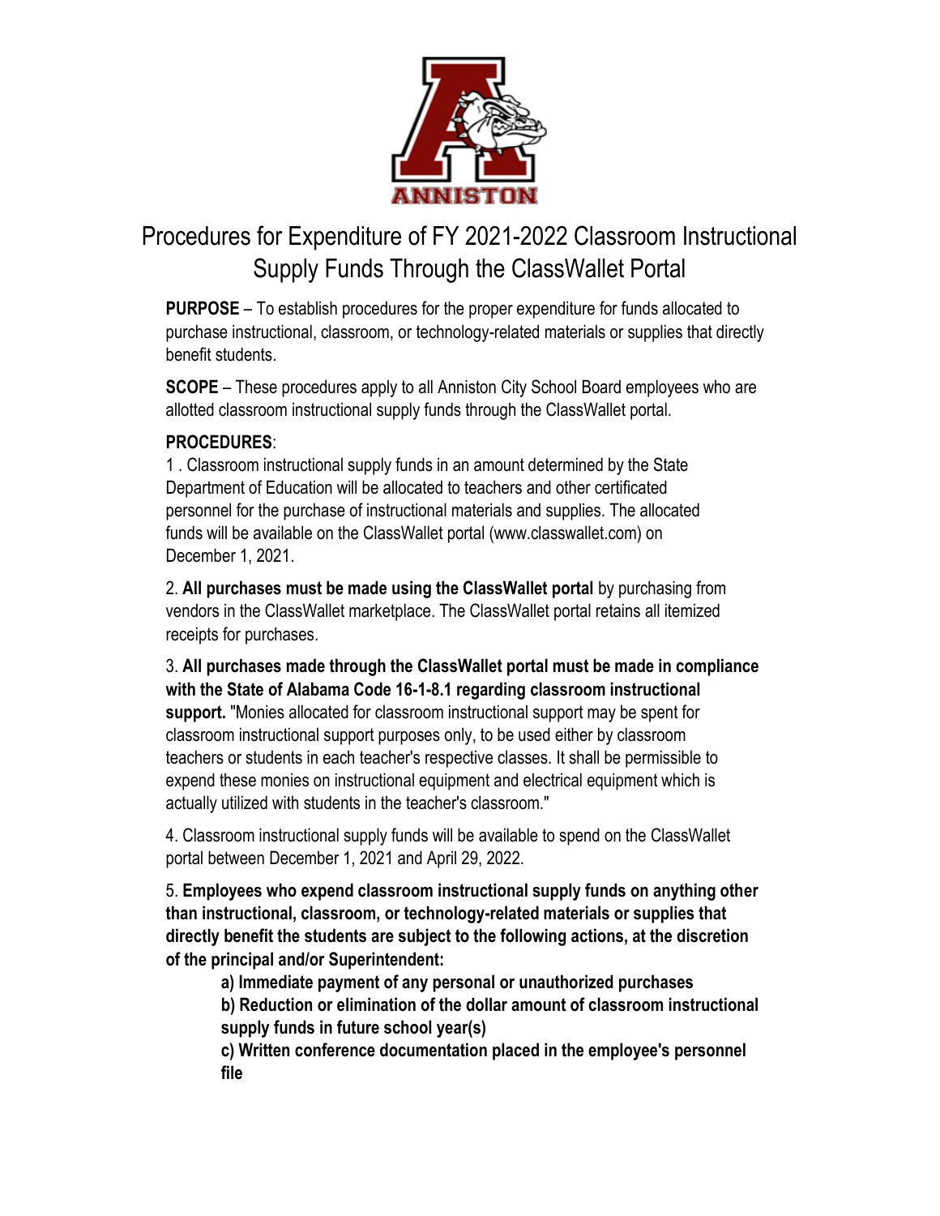# Procedures for Expenditure of FY 2021-2022 Classroom Instructional Supply Funds Through the ClassWallet Portal

**PURPOSE** – To establish procedures for the proper expenditure for funds allocated to purchase instructional, classroom, or technology-related materials or supplies that directly benefit students.

**SCOPE** – These procedures apply to all Anniston City School Board employees who are allotted classroom instructional supply funds through the ClassWallet portal.

**PROCEDURES**:

1 . Classroom instructional supply funds in an amount determined by the State Department of Education will be allocated to teachers and other certificated personnel for the purchase of instructional materials and supplies. The allocated funds will be available on the ClassWallet portal (www.classwallet.com) on December 1, 2021.

2. **All purchases must be made using the ClassWallet portal** by purchasing from vendors in the ClassWallet marketplace. The ClassWallet portal retains all itemized receipts for purchases.

3. **All purchases made through the ClassWallet portal must be made in compliance with the State of Alabama Code 16-1-8.1 regarding classroom instructional support.** "Monies allocated for classroom instructional support may be spent for classroom instructional support purposes only, to be used either by classroom teachers or students in each teacher's respective classes. It shall be permissible to expend these monies on instructional equipment and electrical equipment which is actually utilized with students in the teacher's classroom."

4. Classroom instructional supply funds will be available to spend on the ClassWallet portal between December 1, 2021 and April 29, 2022.

5. **Employees who expend classroom instructional supply funds on anything other than instructional, classroom, or technology-related materials or supplies that directly benefit the students are subject to the following actions, at the discretion of the principal and/or Superintendent:**

   **a) Immediate payment of any personal or unauthorized purchases**

   **b) Reduction or elimination of the dollar amount of classroom instructional supply funds in future school year(s)**

   **c) Written conference documentation placed in the employee's personnel file**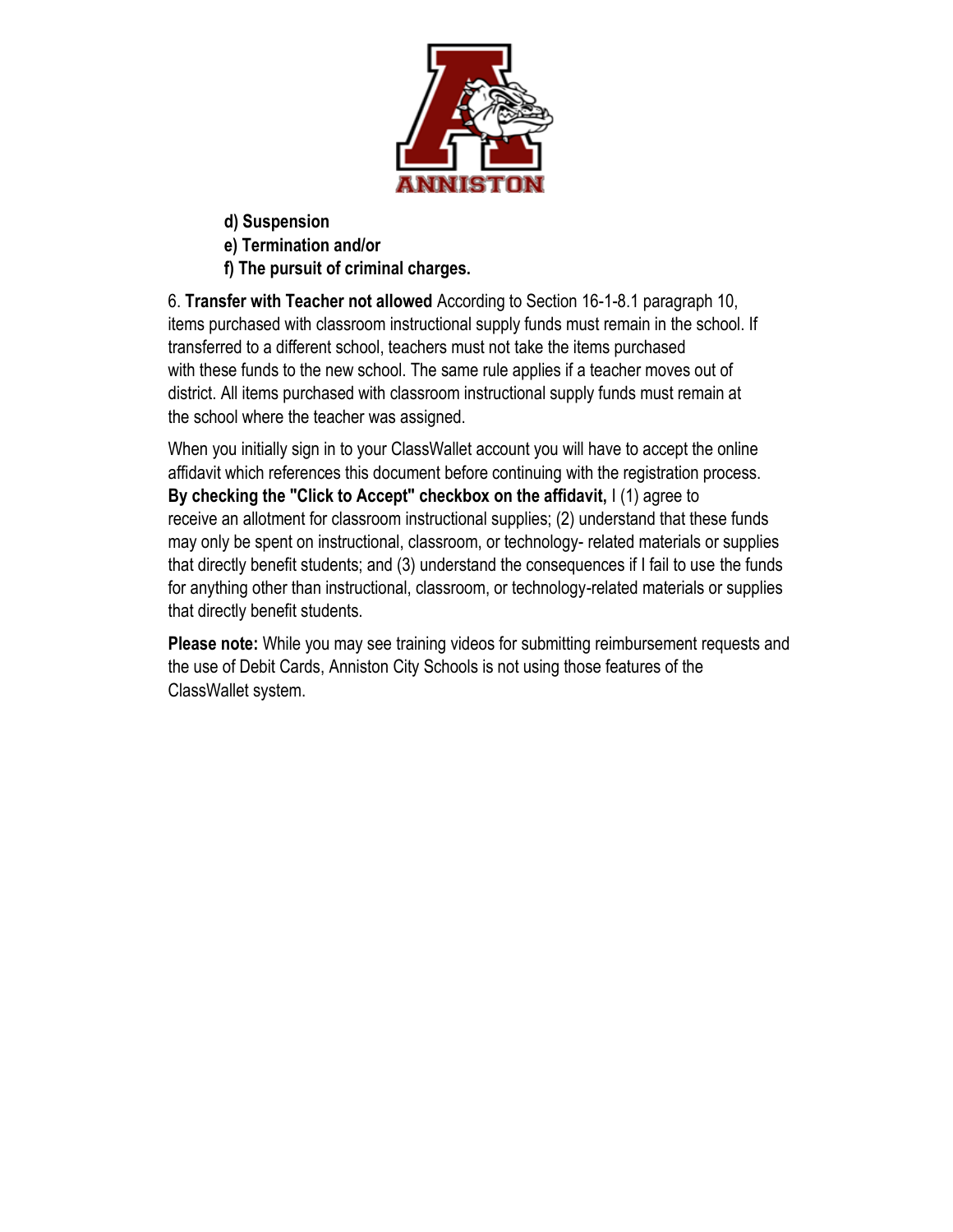**d) Suspension**
**e) Termination and/or**
**f) The pursuit of criminal charges.**

6. **Transfer with Teacher not allowed** According to Section 16-1-8.1 paragraph 10, items purchased with classroom instructional supply funds must remain in the school. If transferred to a different school, teachers must not take the items purchased with these funds to the new school. The same rule applies if a teacher moves out of district. All items purchased with classroom instructional supply funds must remain at the school where the teacher was assigned.

When you initially sign in to your ClassWallet account you will have to accept the online affidavit which references this document before continuing with the registration process. **By checking the "Click to Accept" checkbox on the affidavit,** I (1) agree to receive an allotment for classroom instructional supplies; (2) understand that these funds may only be spent on instructional, classroom, or technology- related materials or supplies that directly benefit students; and (3) understand the consequences if I fail to use the funds for anything other than instructional, classroom, or technology-related materials or supplies that directly benefit students.

**Please note:** While you may see training videos for submitting reimbursement requests and the use of Debit Cards, Anniston City Schools is not using those features of the ClassWallet system.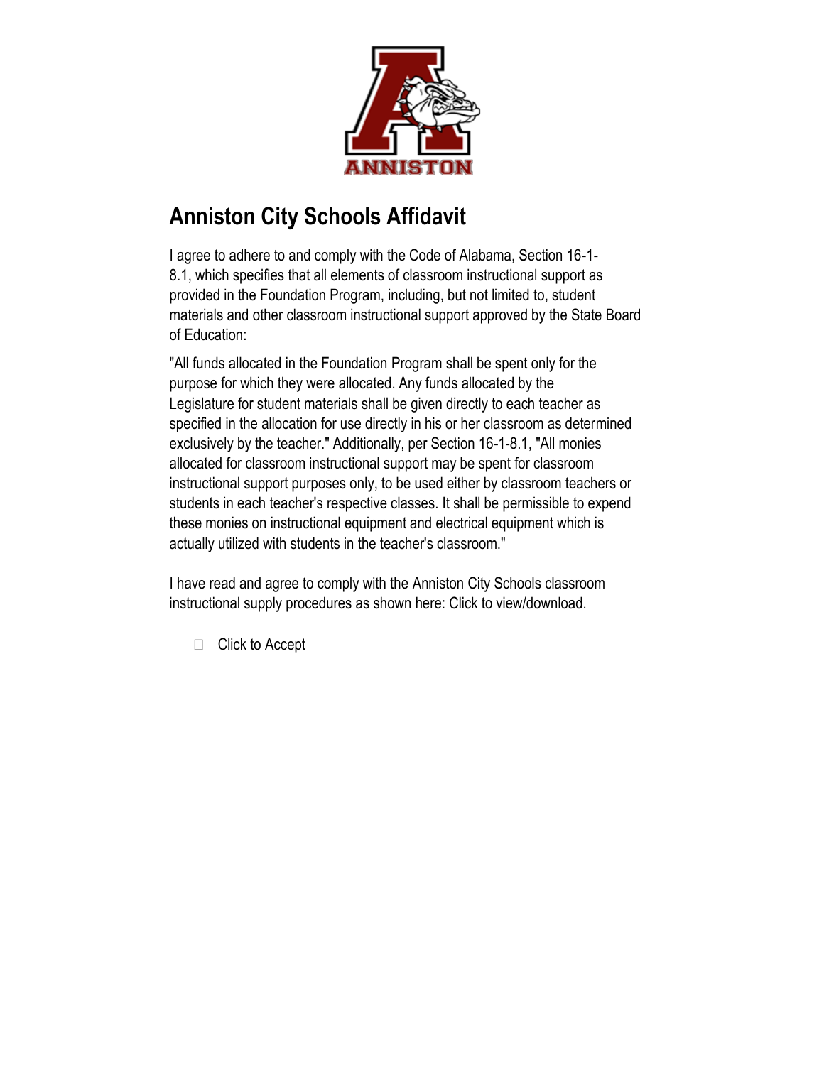ANNISTON

# Anniston City Schools Affidavit

I agree to adhere to and comply with the Code of Alabama, Section 16-1-8.1, which specifies that all elements of classroom instructional support as provided in the Foundation Program, including, but not limited to, student materials and other classroom instructional support approved by the State Board of Education:

"All funds allocated in the Foundation Program shall be spent only for the purpose for which they were allocated. Any funds allocated by the Legislature for student materials shall be given directly to each teacher as specified in the allocation for use directly in his or her classroom as determined exclusively by the teacher." Additionally, per Section 16-1-8.1, "All monies allocated for classroom instructional support may be spent for classroom instructional support purposes only, to be used either by classroom teachers or students in each teacher's respective classes. It shall be permissible to expend these monies on instructional equipment and electrical equipment which is actually utilized with students in the teacher's classroom."

I have read and agree to comply with the Anniston City Schools classroom instructional supply procedures as shown here: Click to view/download.

- [ ] Click to Accept